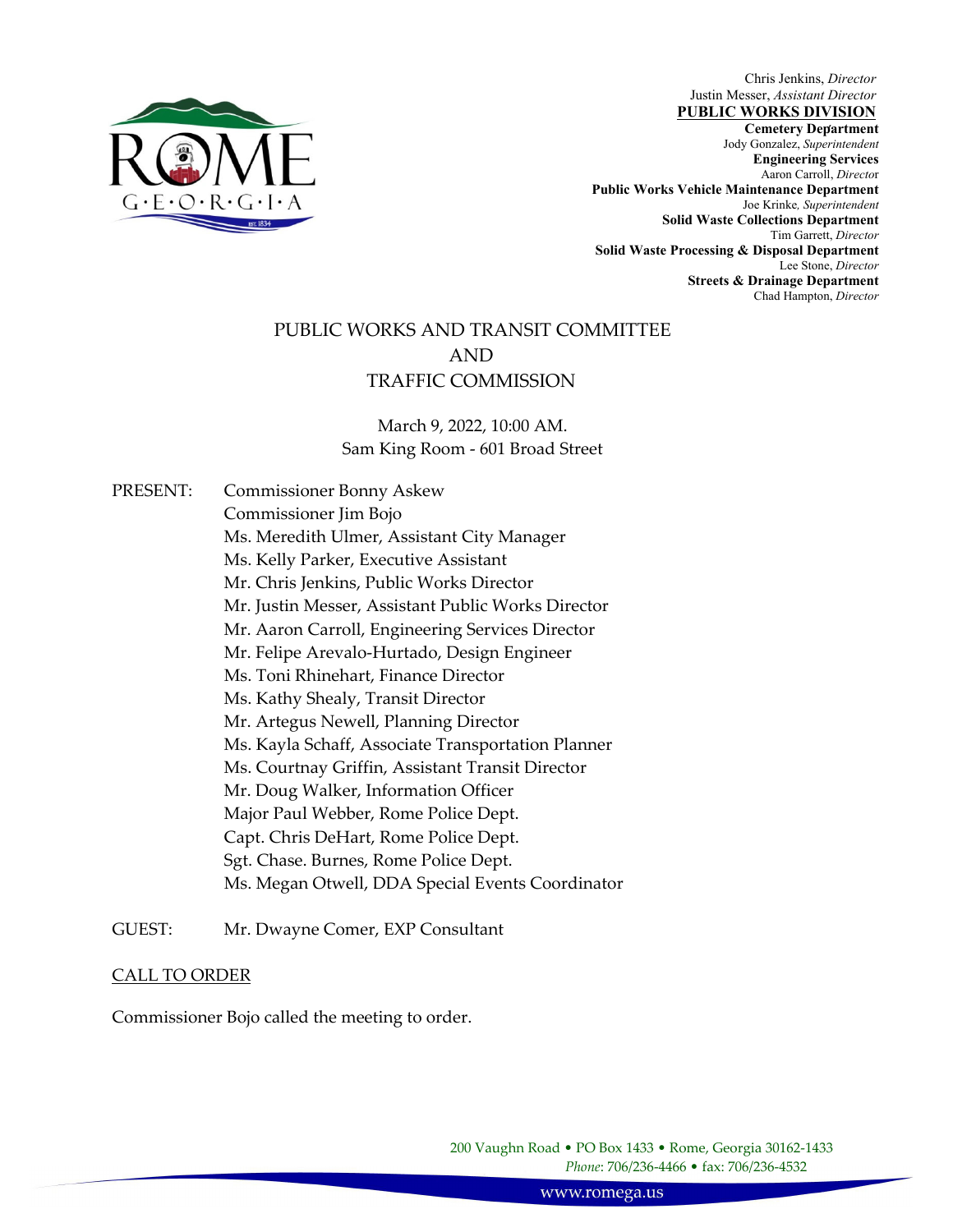Chris Jenkins, *Director*
Justin Messer, *Assistant Director*
**PUBLIC WORKS DIVISION**
**Cemetery Department**
Jody Gonzalez, *Superintendent*
**Engineering Services**
Aaron Carroll, *Director*
**Public Works Vehicle Maintenance Department**
Joe Krinke, *Superintendent*
**Solid Waste Collections Department**
Tim Garrett, *Director*
**Solid Waste Processing & Disposal Department**
Lee Stone, *Director*
**Streets & Drainage Department**
Chad Hampton, *Director*

# PUBLIC WORKS AND TRANSIT COMMITTEE AND TRAFFIC COMMISSION

March 9, 2022, 10:00 AM.
Sam King Room - 601 Broad Street

PRESENT:
Commissioner Bonny Askew
Commissioner Jim Bojo
Ms. Meredith Ulmer, Assistant City Manager
Ms. Kelly Parker, Executive Assistant
Mr. Chris Jenkins, Public Works Director
Mr. Justin Messer, Assistant Public Works Director
Mr. Aaron Carroll, Engineering Services Director
Mr. Felipe Arevalo-Hurtado, Design Engineer
Ms. Toni Rhinehart, Finance Director
Ms. Kathy Shealy, Transit Director
Mr. Artegus Newell, Planning Director
Ms. Kayla Schaff, Associate Transportation Planner
Ms. Courtnay Griffin, Assistant Transit Director
Mr. Doug Walker, Information Officer
Major Paul Webber, Rome Police Dept.
Capt. Chris DeHart, Rome Police Dept.
Sgt. Chase. Burnes, Rome Police Dept.
Ms. Megan Otwell, DDA Special Events Coordinator

GUEST: Mr. Dwayne Comer, EXP Consultant

## CALL TO ORDER

Commissioner Bojo called the meeting to order.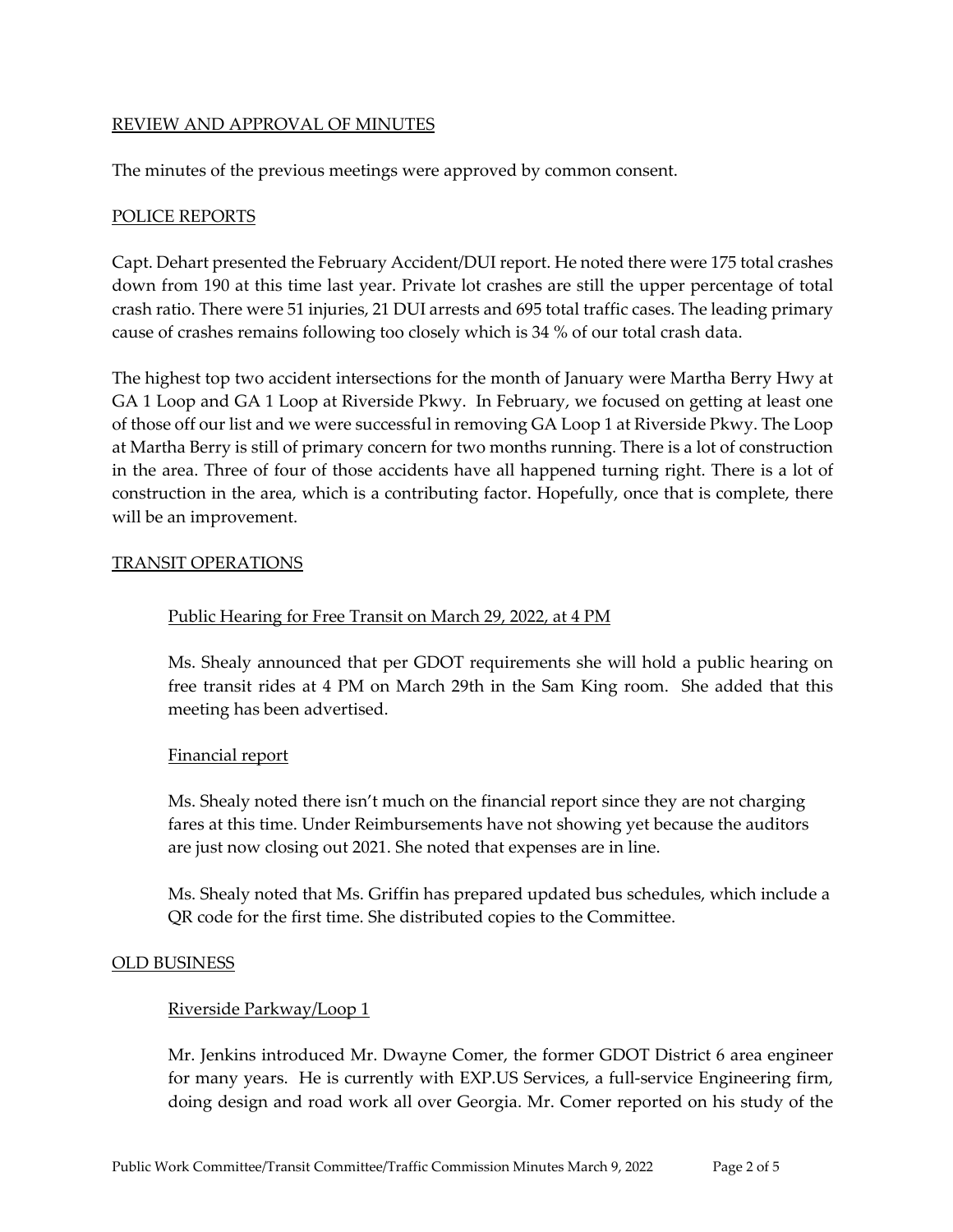## REVIEW AND APPROVAL OF MINUTES

The minutes of the previous meetings were approved by common consent.

## POLICE REPORTS

Capt. Dehart presented the February Accident/DUI report. He noted there were 175 total crashes down from 190 at this time last year. Private lot crashes are still the upper percentage of total crash ratio. There were 51 injuries, 21 DUI arrests and 695 total traffic cases. The leading primary cause of crashes remains following too closely which is 34 % of our total crash data.

The highest top two accident intersections for the month of January were Martha Berry Hwy at GA 1 Loop and GA 1 Loop at Riverside Pkwy. In February, we focused on getting at least one of those off our list and we were successful in removing GA Loop 1 at Riverside Pkwy. The Loop at Martha Berry is still of primary concern for two months running. There is a lot of construction in the area. Three of four of those accidents have all happened turning right. There is a lot of construction in the area, which is a contributing factor. Hopefully, once that is complete, there will be an improvement.

## TRANSIT OPERATIONS

### Public Hearing for Free Transit on March 29, 2022, at 4 PM

Ms. Shealy announced that per GDOT requirements she will hold a public hearing on free transit rides at 4 PM on March 29th in the Sam King room. She added that this meeting has been advertised.

### Financial report

Ms. Shealy noted there isn't much on the financial report since they are not charging fares at this time. Under Reimbursements have not showing yet because the auditors are just now closing out 2021. She noted that expenses are in line.

Ms. Shealy noted that Ms. Griffin has prepared updated bus schedules, which include a QR code for the first time. She distributed copies to the Committee.

## OLD BUSINESS

### Riverside Parkway/Loop 1

Mr. Jenkins introduced Mr. Dwayne Comer, the former GDOT District 6 area engineer for many years. He is currently with EXP.US Services, a full-service Engineering firm, doing design and road work all over Georgia. Mr. Comer reported on his study of the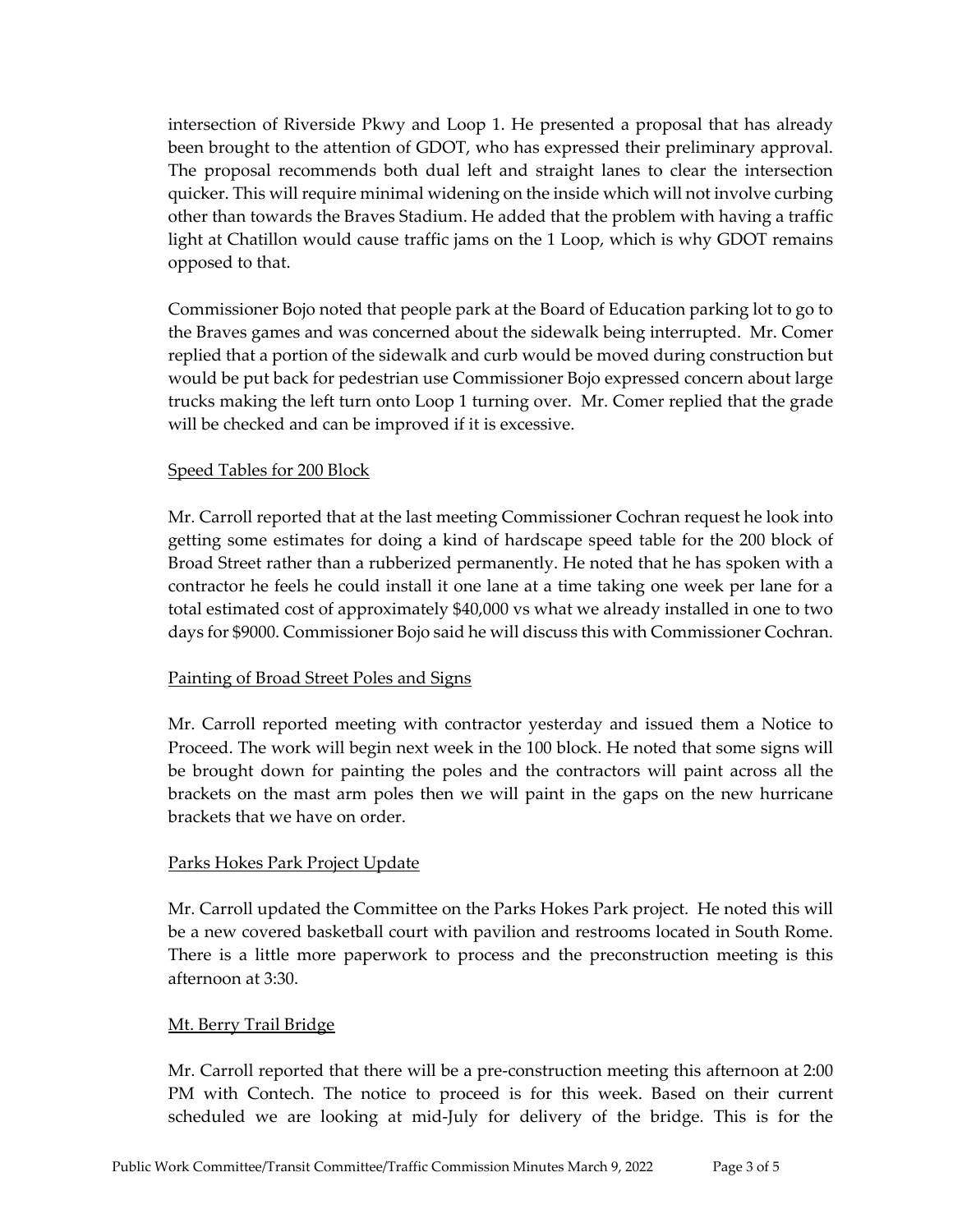intersection of Riverside Pkwy and Loop 1. He presented a proposal that has already been brought to the attention of GDOT, who has expressed their preliminary approval. The proposal recommends both dual left and straight lanes to clear the intersection quicker. This will require minimal widening on the inside which will not involve curbing other than towards the Braves Stadium. He added that the problem with having a traffic light at Chatillon would cause traffic jams on the 1 Loop, which is why GDOT remains opposed to that.

Commissioner Bojo noted that people park at the Board of Education parking lot to go to the Braves games and was concerned about the sidewalk being interrupted. Mr. Comer replied that a portion of the sidewalk and curb would be moved during construction but would be put back for pedestrian use Commissioner Bojo expressed concern about large trucks making the left turn onto Loop 1 turning over. Mr. Comer replied that the grade will be checked and can be improved if it is excessive.

<u>Speed Tables for 200 Block</u>

Mr. Carroll reported that at the last meeting Commissioner Cochran request he look into getting some estimates for doing a kind of hardscape speed table for the 200 block of Broad Street rather than a rubberized permanently. He noted that he has spoken with a contractor he feels he could install it one lane at a time taking one week per lane for a total estimated cost of approximately $40,000 vs what we already installed in one to two days for $9000. Commissioner Bojo said he will discuss this with Commissioner Cochran.

<u>Painting of Broad Street Poles and Signs</u>

Mr. Carroll reported meeting with contractor yesterday and issued them a Notice to Proceed. The work will begin next week in the 100 block. He noted that some signs will be brought down for painting the poles and the contractors will paint across all the brackets on the mast arm poles then we will paint in the gaps on the new hurricane brackets that we have on order.

<u>Parks Hokes Park Project Update</u>

Mr. Carroll updated the Committee on the Parks Hokes Park project. He noted this will be a new covered basketball court with pavilion and restrooms located in South Rome. There is a little more paperwork to process and the preconstruction meeting is this afternoon at 3:30.

<u>Mt. Berry Trail Bridge</u>

Mr. Carroll reported that there will be a pre-construction meeting this afternoon at 2:00 PM with Contech. The notice to proceed is for this week. Based on their current scheduled we are looking at mid-July for delivery of the bridge. This is for the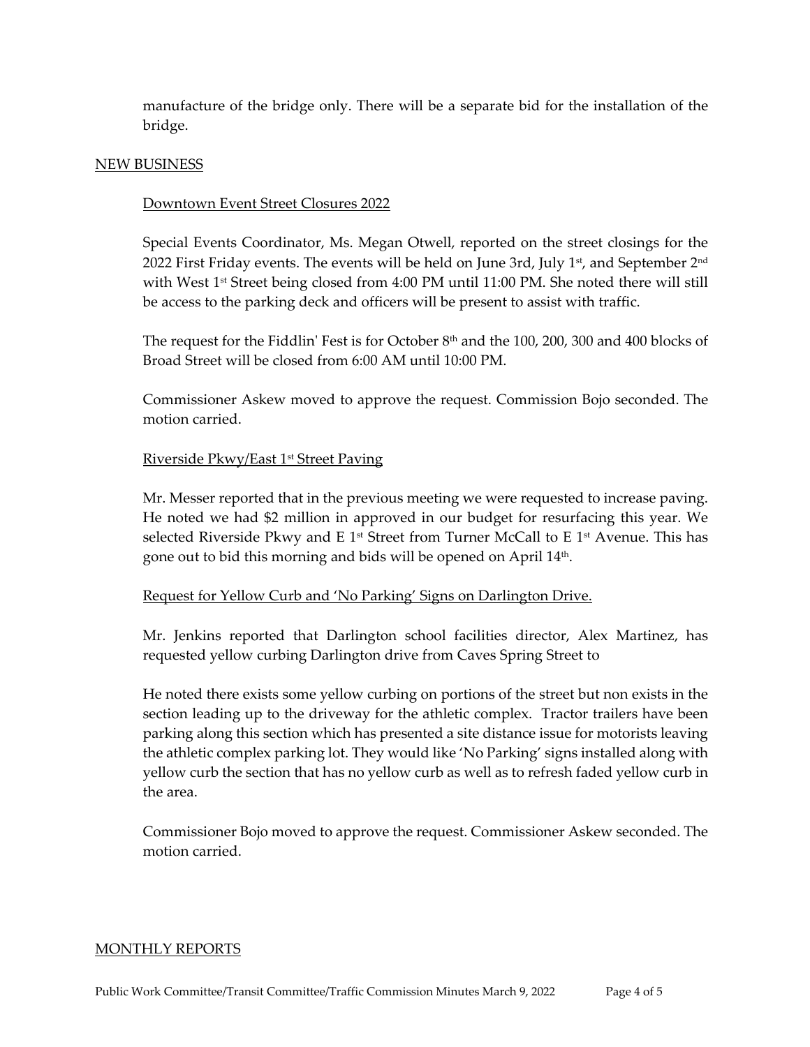manufacture of the bridge only. There will be a separate bid for the installation of the bridge.

## NEW BUSINESS

### Downtown Event Street Closures 2022

Special Events Coordinator, Ms. Megan Otwell, reported on the street closings for the 2022 First Friday events. The events will be held on June 3rd, July 1st, and September 2nd with West 1st Street being closed from 4:00 PM until 11:00 PM. She noted there will still be access to the parking deck and officers will be present to assist with traffic.

The request for the Fiddlin' Fest is for October 8th and the 100, 200, 300 and 400 blocks of Broad Street will be closed from 6:00 AM until 10:00 PM.

Commissioner Askew moved to approve the request. Commission Bojo seconded. The motion carried.

### Riverside Pkwy/East 1st Street Paving

Mr. Messer reported that in the previous meeting we were requested to increase paving. He noted we had $2 million in approved in our budget for resurfacing this year. We selected Riverside Pkwy and E 1st Street from Turner McCall to E 1st Avenue. This has gone out to bid this morning and bids will be opened on April 14th.

### Request for Yellow Curb and 'No Parking' Signs on Darlington Drive.

Mr. Jenkins reported that Darlington school facilities director, Alex Martinez, has requested yellow curbing Darlington drive from Caves Spring Street to

He noted there exists some yellow curbing on portions of the street but non exists in the section leading up to the driveway for the athletic complex. Tractor trailers have been parking along this section which has presented a site distance issue for motorists leaving the athletic complex parking lot. They would like 'No Parking' signs installed along with yellow curb the section that has no yellow curb as well as to refresh faded yellow curb in the area.

Commissioner Bojo moved to approve the request. Commissioner Askew seconded. The motion carried.

## MONTHLY REPORTS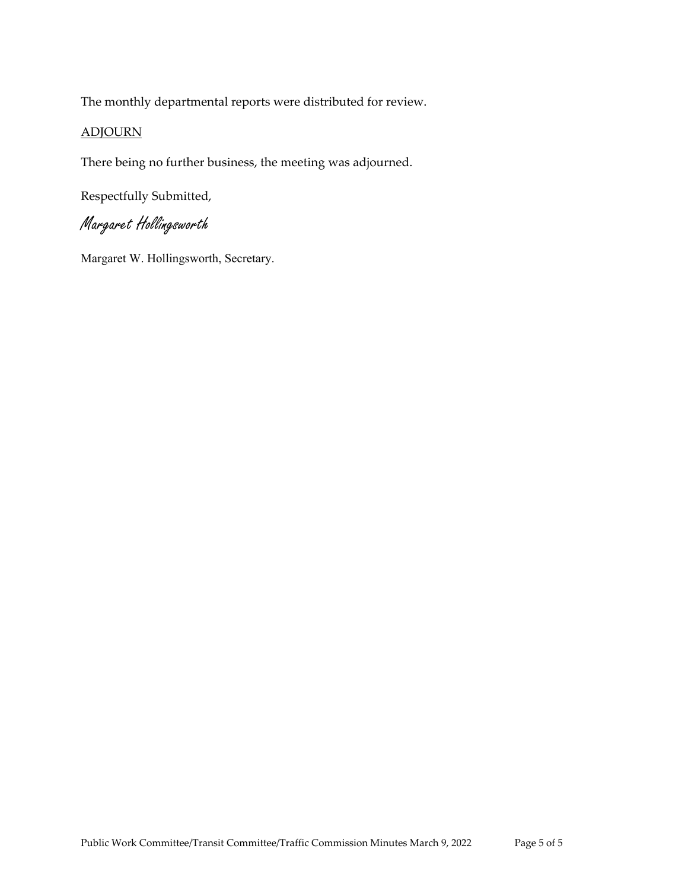The monthly departmental reports were distributed for review.

ADJOURN

There being no further business, the meeting was adjourned.

Respectfully Submitted,

*Margaret Hollingsworth*

Margaret W. Hollingsworth, Secretary.